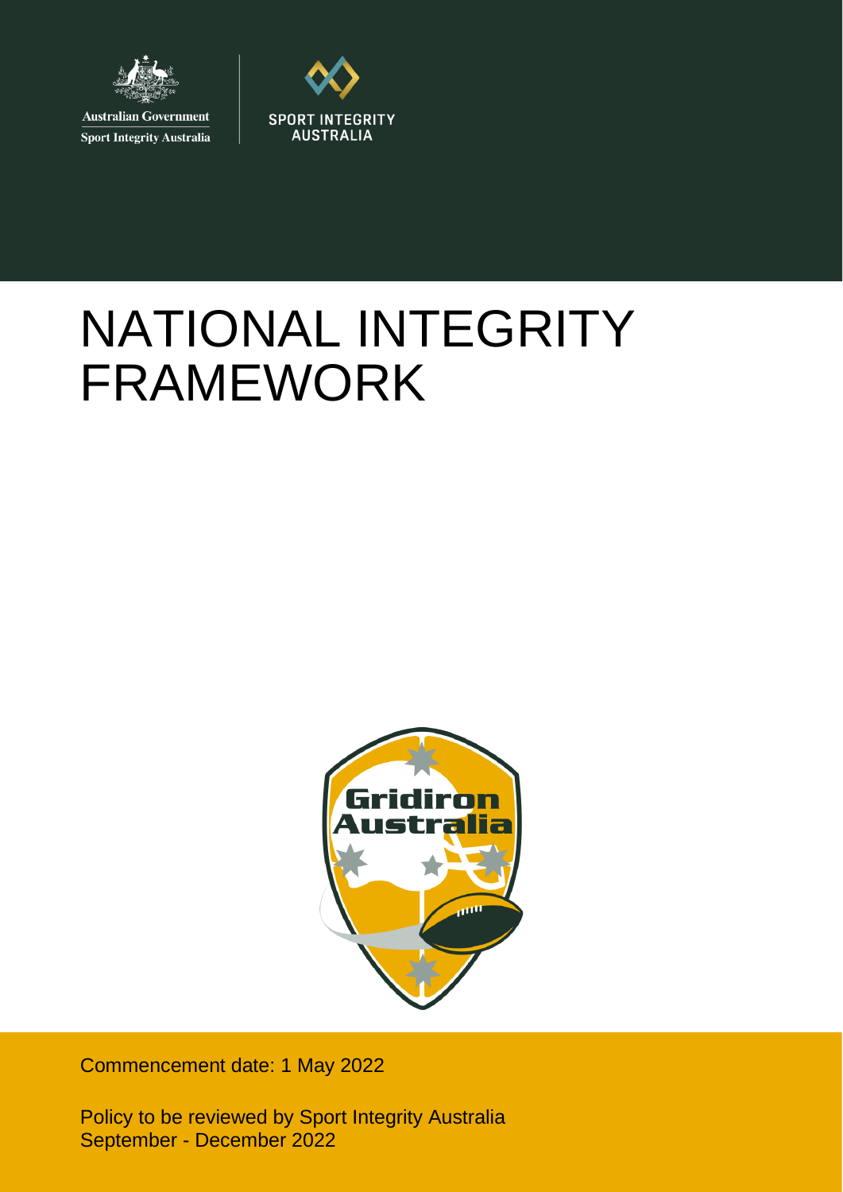Australian Government

Sport Integrity Australia

SPORT INTEGRITY AUSTRALIA

# NATIONAL INTEGRITY FRAMEWORK

Gridiron Australia

Commencement date: 1 May 2022

Policy to be reviewed by Sport Integrity Australia September - December 2022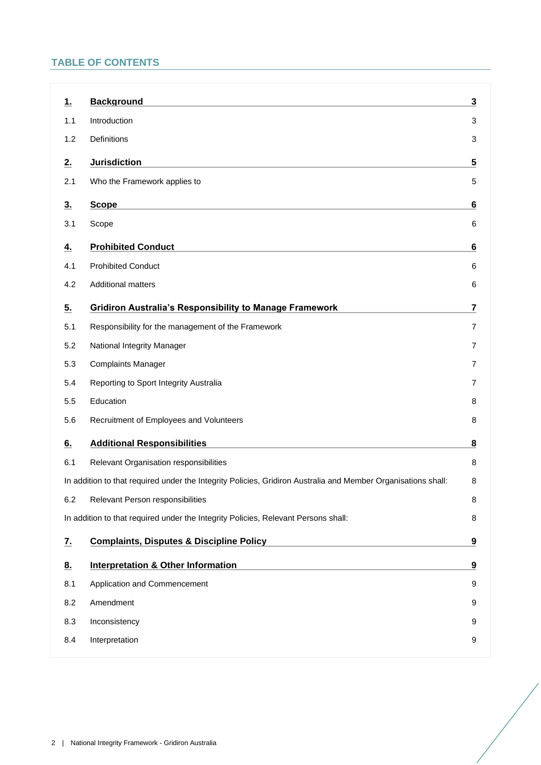## TABLE OF CONTENTS

| | | |
|---|---|---|
| **1.** | **Background** | **3** |
| 1.1 | Introduction | 3 |
| 1.2 | Definitions | 3 |
| **2.** | **Jurisdiction** | **5** |
| 2.1 | Who the Framework applies to | 5 |
| **3.** | **Scope** | **6** |
| 3.1 | Scope | 6 |
| **4.** | **Prohibited Conduct** | **6** |
| 4.1 | Prohibited Conduct | 6 |
| 4.2 | Additional matters | 6 |
| **5.** | **Gridiron Australia's Responsibility to Manage Framework** | **7** |
| 5.1 | Responsibility for the management of the Framework | 7 |
| 5.2 | National Integrity Manager | 7 |
| 5.3 | Complaints Manager | 7 |
| 5.4 | Reporting to Sport Integrity Australia | 7 |
| 5.5 | Education | 8 |
| 5.6 | Recruitment of Employees and Volunteers | 8 |
| **6.** | **Additional Responsibilities** | **8** |
| 6.1 | Relevant Organisation responsibilities | 8 |
| | In addition to that required under the Integrity Policies, Gridiron Australia and Member Organisations shall: | 8 |
| 6.2 | Relevant Person responsibilities | 8 |
| | In addition to that required under the Integrity Policies, Relevant Persons shall: | 8 |
| **7.** | **Complaints, Disputes & Discipline Policy** | **9** |
| **8.** | **Interpretation & Other Information** | **9** |
| 8.1 | Application and Commencement | 9 |
| 8.2 | Amendment | 9 |
| 8.3 | Inconsistency | 9 |
| 8.4 | Interpretation | 9 |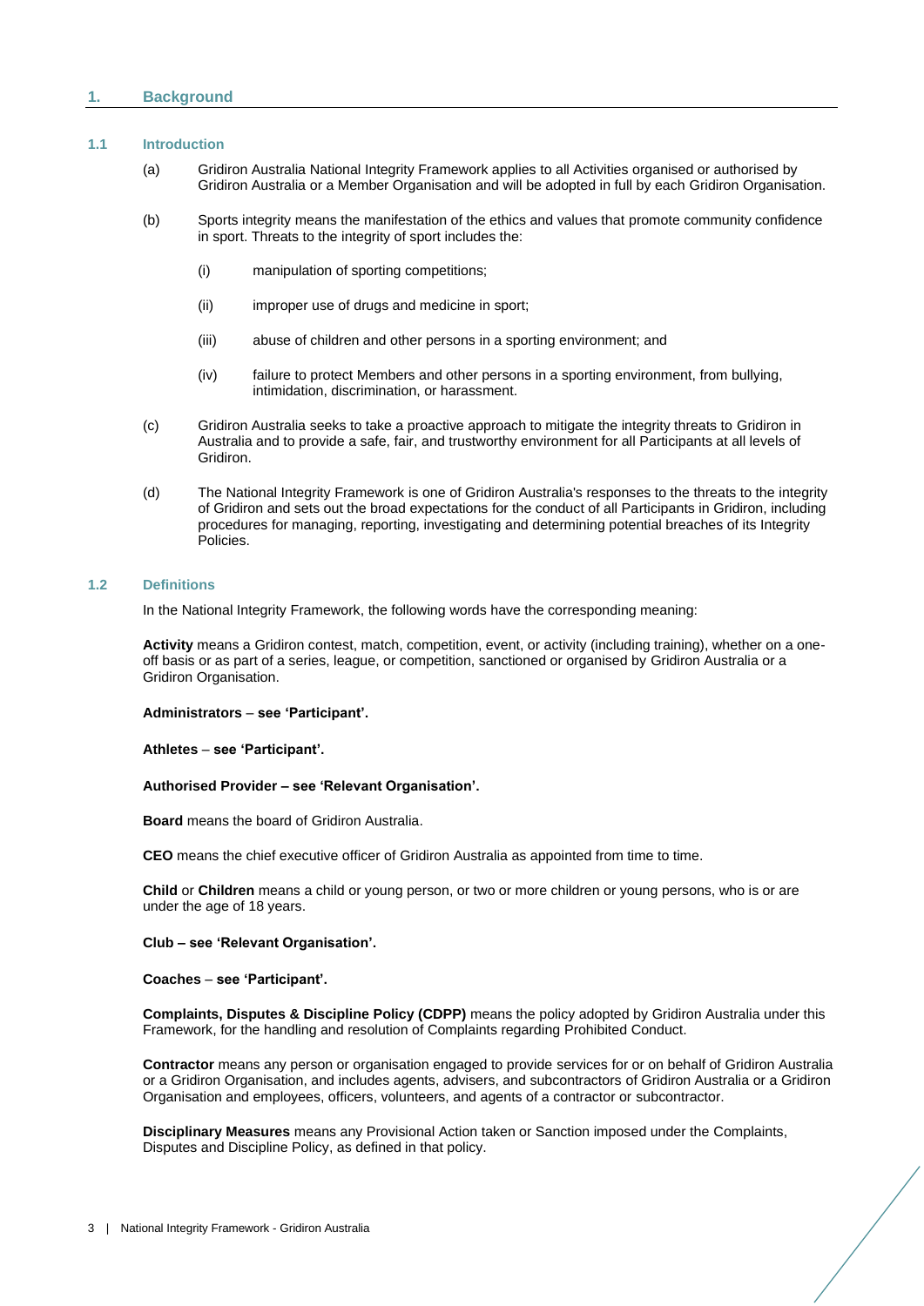# 1. Background

## 1.1 Introduction

(a) Gridiron Australia National Integrity Framework applies to all Activities organised or authorised by Gridiron Australia or a Member Organisation and will be adopted in full by each Gridiron Organisation.

(b) Sports integrity means the manifestation of the ethics and values that promote community confidence in sport. Threats to the integrity of sport includes the:

   (i) manipulation of sporting competitions;

   (ii) improper use of drugs and medicine in sport;

   (iii) abuse of children and other persons in a sporting environment; and

   (iv) failure to protect Members and other persons in a sporting environment, from bullying, intimidation, discrimination, or harassment.

(c) Gridiron Australia seeks to take a proactive approach to mitigate the integrity threats to Gridiron in Australia and to provide a safe, fair, and trustworthy environment for all Participants at all levels of Gridiron.

(d) The National Integrity Framework is one of Gridiron Australia's responses to the threats to the integrity of Gridiron and sets out the broad expectations for the conduct of all Participants in Gridiron, including procedures for managing, reporting, investigating and determining potential breaches of its Integrity Policies.

## 1.2 Definitions

In the National Integrity Framework, the following words have the corresponding meaning:

**Activity** means a Gridiron contest, match, competition, event, or activity (including training), whether on a one-off basis or as part of a series, league, or competition, sanctioned or organised by Gridiron Australia or a Gridiron Organisation.

**Administrators – see 'Participant'.**

**Athletes – see 'Participant'.**

**Authorised Provider – see 'Relevant Organisation'.**

**Board** means the board of Gridiron Australia.

**CEO** means the chief executive officer of Gridiron Australia as appointed from time to time.

**Child** or **Children** means a child or young person, or two or more children or young persons, who is or are under the age of 18 years.

**Club – see 'Relevant Organisation'.**

**Coaches – see 'Participant'.**

**Complaints, Disputes & Discipline Policy (CDPP)** means the policy adopted by Gridiron Australia under this Framework, for the handling and resolution of Complaints regarding Prohibited Conduct.

**Contractor** means any person or organisation engaged to provide services for or on behalf of Gridiron Australia or a Gridiron Organisation, and includes agents, advisers, and subcontractors of Gridiron Australia or a Gridiron Organisation and employees, officers, volunteers, and agents of a contractor or subcontractor.

**Disciplinary Measures** means any Provisional Action taken or Sanction imposed under the Complaints, Disputes and Discipline Policy, as defined in that policy.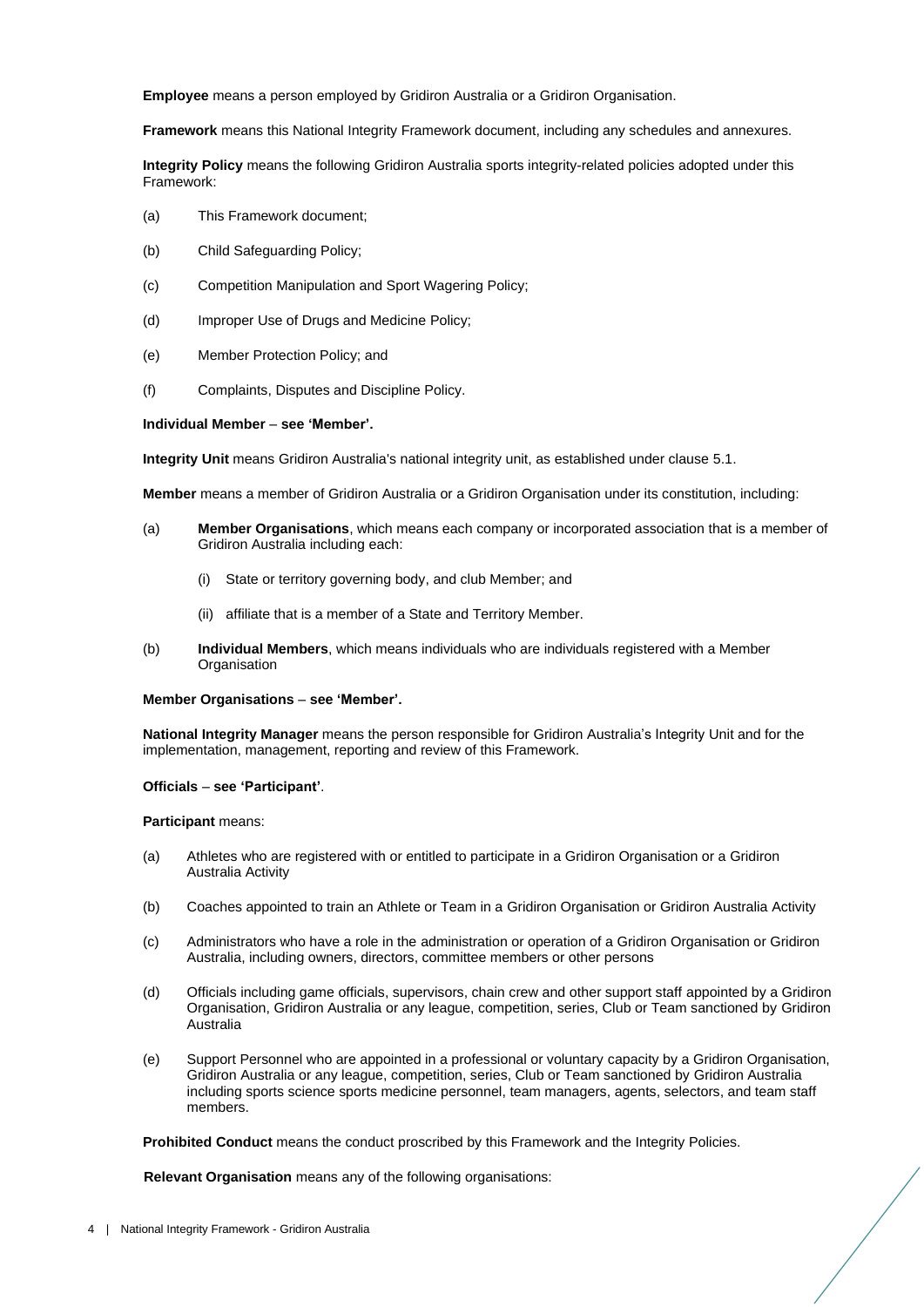**Employee** means a person employed by Gridiron Australia or a Gridiron Organisation.

**Framework** means this National Integrity Framework document, including any schedules and annexures.

**Integrity Policy** means the following Gridiron Australia sports integrity-related policies adopted under this Framework:

(a) This Framework document;

(b) Child Safeguarding Policy;

(c) Competition Manipulation and Sport Wagering Policy;

(d) Improper Use of Drugs and Medicine Policy;

(e) Member Protection Policy; and

(f) Complaints, Disputes and Discipline Policy.

**Individual Member – see 'Member'.**

**Integrity Unit** means Gridiron Australia's national integrity unit, as established under clause 5.1.

**Member** means a member of Gridiron Australia or a Gridiron Organisation under its constitution, including:

(a) **Member Organisations**, which means each company or incorporated association that is a member of Gridiron Australia including each:

  (i) State or territory governing body, and club Member; and

  (ii) affiliate that is a member of a State and Territory Member.

(b) **Individual Members**, which means individuals who are individuals registered with a Member Organisation

**Member Organisations – see 'Member'.**

**National Integrity Manager** means the person responsible for Gridiron Australia's Integrity Unit and for the implementation, management, reporting and review of this Framework.

**Officials – see 'Participant'**.

**Participant** means:

(a) Athletes who are registered with or entitled to participate in a Gridiron Organisation or a Gridiron Australia Activity

(b) Coaches appointed to train an Athlete or Team in a Gridiron Organisation or Gridiron Australia Activity

(c) Administrators who have a role in the administration or operation of a Gridiron Organisation or Gridiron Australia, including owners, directors, committee members or other persons

(d) Officials including game officials, supervisors, chain crew and other support staff appointed by a Gridiron Organisation, Gridiron Australia or any league, competition, series, Club or Team sanctioned by Gridiron Australia

(e) Support Personnel who are appointed in a professional or voluntary capacity by a Gridiron Organisation, Gridiron Australia or any league, competition, series, Club or Team sanctioned by Gridiron Australia including sports science sports medicine personnel, team managers, agents, selectors, and team staff members.

**Prohibited Conduct** means the conduct proscribed by this Framework and the Integrity Policies.

**Relevant Organisation** means any of the following organisations: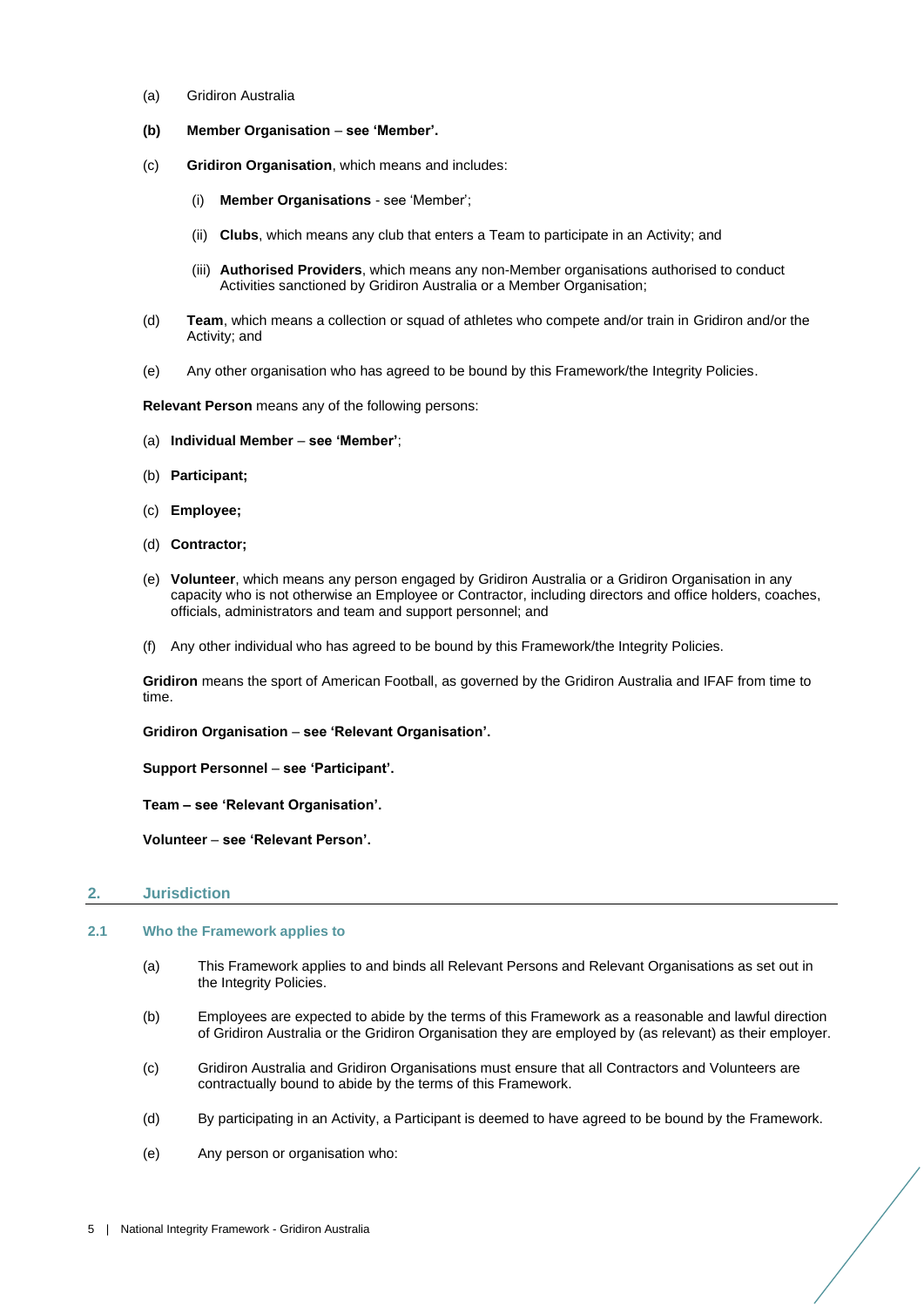(a) Gridiron Australia

**(b) Member Organisation – see 'Member'.**

(c) **Gridiron Organisation**, which means and includes:

   (i) **Member Organisations** - see 'Member';

   (ii) **Clubs**, which means any club that enters a Team to participate in an Activity; and

   (iii) **Authorised Providers**, which means any non-Member organisations authorised to conduct Activities sanctioned by Gridiron Australia or a Member Organisation;

(d) **Team**, which means a collection or squad of athletes who compete and/or train in Gridiron and/or the Activity; and

(e) Any other organisation who has agreed to be bound by this Framework/the Integrity Policies.

**Relevant Person** means any of the following persons:

(a) **Individual Member – see 'Member'**;

(b) **Participant;**

(c) **Employee;**

(d) **Contractor;**

(e) **Volunteer**, which means any person engaged by Gridiron Australia or a Gridiron Organisation in any capacity who is not otherwise an Employee or Contractor, including directors and office holders, coaches, officials, administrators and team and support personnel; and

(f) Any other individual who has agreed to be bound by this Framework/the Integrity Policies.

**Gridiron** means the sport of American Football, as governed by the Gridiron Australia and IFAF from time to time.

**Gridiron Organisation – see 'Relevant Organisation'.**

**Support Personnel – see 'Participant'.**

**Team – see 'Relevant Organisation'.**

**Volunteer – see 'Relevant Person'.**

## 2. Jurisdiction

### 2.1 Who the Framework applies to

(a) This Framework applies to and binds all Relevant Persons and Relevant Organisations as set out in the Integrity Policies.

(b) Employees are expected to abide by the terms of this Framework as a reasonable and lawful direction of Gridiron Australia or the Gridiron Organisation they are employed by (as relevant) as their employer.

(c) Gridiron Australia and Gridiron Organisations must ensure that all Contractors and Volunteers are contractually bound to abide by the terms of this Framework.

(d) By participating in an Activity, a Participant is deemed to have agreed to be bound by the Framework.

(e) Any person or organisation who: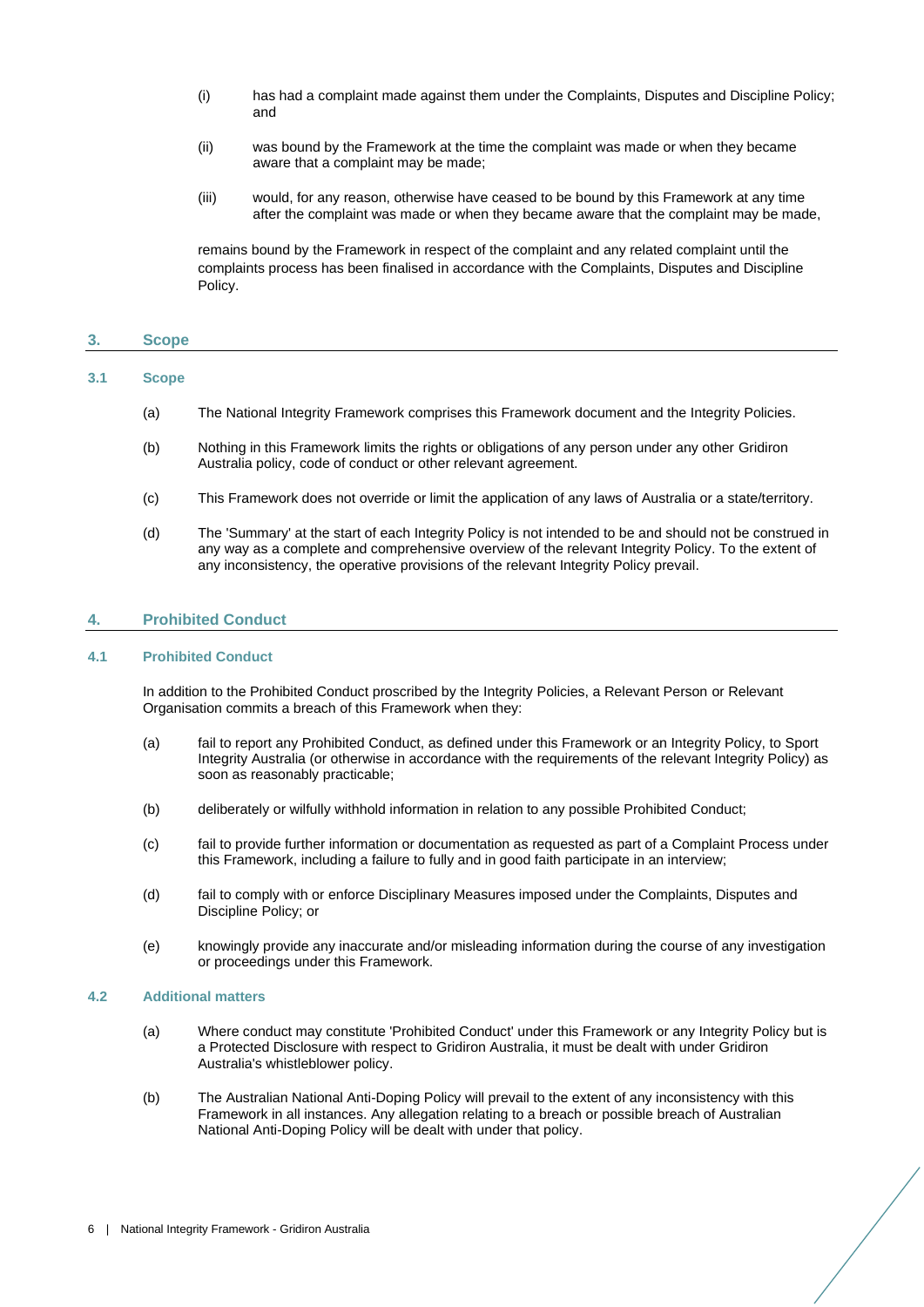(i) has had a complaint made against them under the Complaints, Disputes and Discipline Policy; and

(ii) was bound by the Framework at the time the complaint was made or when they became aware that a complaint may be made;

(iii) would, for any reason, otherwise have ceased to be bound by this Framework at any time after the complaint was made or when they became aware that the complaint may be made,

remains bound by the Framework in respect of the complaint and any related complaint until the complaints process has been finalised in accordance with the Complaints, Disputes and Discipline Policy.

## 3. Scope

### 3.1 Scope

(a) The National Integrity Framework comprises this Framework document and the Integrity Policies.

(b) Nothing in this Framework limits the rights or obligations of any person under any other Gridiron Australia policy, code of conduct or other relevant agreement.

(c) This Framework does not override or limit the application of any laws of Australia or a state/territory.

(d) The 'Summary' at the start of each Integrity Policy is not intended to be and should not be construed in any way as a complete and comprehensive overview of the relevant Integrity Policy. To the extent of any inconsistency, the operative provisions of the relevant Integrity Policy prevail.

## 4. Prohibited Conduct

### 4.1 Prohibited Conduct

In addition to the Prohibited Conduct proscribed by the Integrity Policies, a Relevant Person or Relevant Organisation commits a breach of this Framework when they:

(a) fail to report any Prohibited Conduct, as defined under this Framework or an Integrity Policy, to Sport Integrity Australia (or otherwise in accordance with the requirements of the relevant Integrity Policy) as soon as reasonably practicable;

(b) deliberately or wilfully withhold information in relation to any possible Prohibited Conduct;

(c) fail to provide further information or documentation as requested as part of a Complaint Process under this Framework, including a failure to fully and in good faith participate in an interview;

(d) fail to comply with or enforce Disciplinary Measures imposed under the Complaints, Disputes and Discipline Policy; or

(e) knowingly provide any inaccurate and/or misleading information during the course of any investigation or proceedings under this Framework.

### 4.2 Additional matters

(a) Where conduct may constitute 'Prohibited Conduct' under this Framework or any Integrity Policy but is a Protected Disclosure with respect to Gridiron Australia, it must be dealt with under Gridiron Australia's whistleblower policy.

(b) The Australian National Anti-Doping Policy will prevail to the extent of any inconsistency with this Framework in all instances. Any allegation relating to a breach or possible breach of Australian National Anti-Doping Policy will be dealt with under that policy.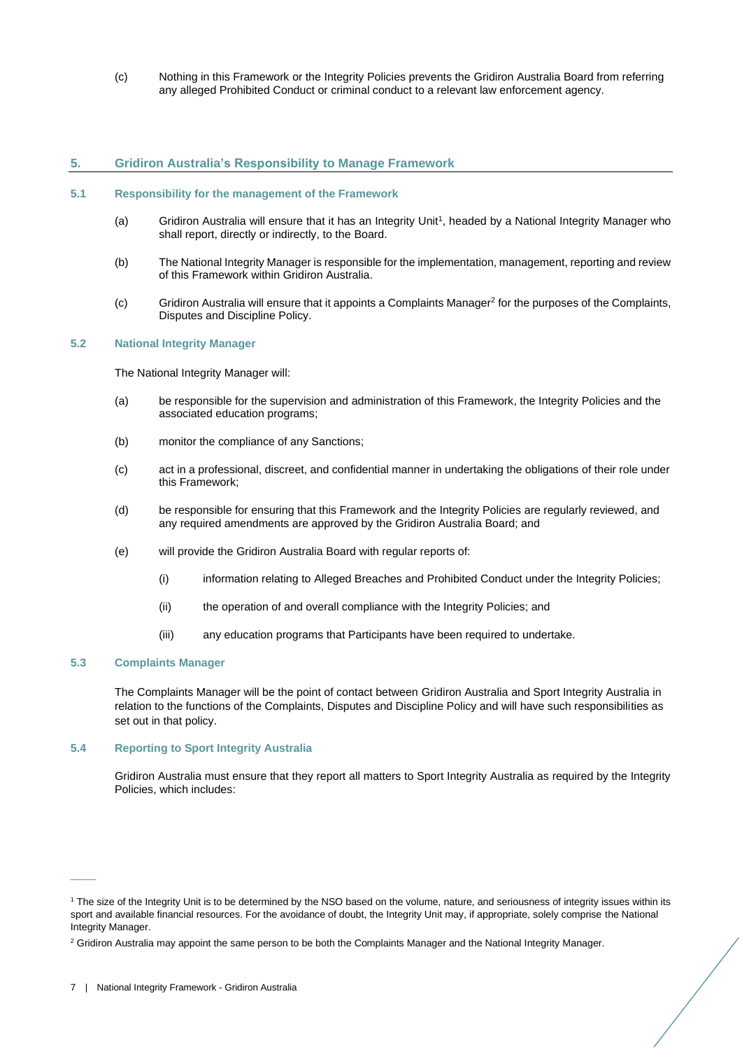(c) Nothing in this Framework or the Integrity Policies prevents the Gridiron Australia Board from referring any alleged Prohibited Conduct or criminal conduct to a relevant law enforcement agency.

## 5. Gridiron Australia's Responsibility to Manage Framework

### 5.1 Responsibility for the management of the Framework

(a) Gridiron Australia will ensure that it has an Integrity Unit[1], headed by a National Integrity Manager who shall report, directly or indirectly, to the Board.

(b) The National Integrity Manager is responsible for the implementation, management, reporting and review of this Framework within Gridiron Australia.

(c) Gridiron Australia will ensure that it appoints a Complaints Manager[2] for the purposes of the Complaints, Disputes and Discipline Policy.

### 5.2 National Integrity Manager

The National Integrity Manager will:

(a) be responsible for the supervision and administration of this Framework, the Integrity Policies and the associated education programs;

(b) monitor the compliance of any Sanctions;

(c) act in a professional, discreet, and confidential manner in undertaking the obligations of their role under this Framework;

(d) be responsible for ensuring that this Framework and the Integrity Policies are regularly reviewed, and any required amendments are approved by the Gridiron Australia Board; and

(e) will provide the Gridiron Australia Board with regular reports of:

(i) information relating to Alleged Breaches and Prohibited Conduct under the Integrity Policies;

(ii) the operation of and overall compliance with the Integrity Policies; and

(iii) any education programs that Participants have been required to undertake.

### 5.3 Complaints Manager

The Complaints Manager will be the point of contact between Gridiron Australia and Sport Integrity Australia in relation to the functions of the Complaints, Disputes and Discipline Policy and will have such responsibilities as set out in that policy.

### 5.4 Reporting to Sport Integrity Australia

Gridiron Australia must ensure that they report all matters to Sport Integrity Australia as required by the Integrity Policies, which includes:

---

[1] The size of the Integrity Unit is to be determined by the NSO based on the volume, nature, and seriousness of integrity issues within its sport and available financial resources. For the avoidance of doubt, the Integrity Unit may, if appropriate, solely comprise the National Integrity Manager.

[2] Gridiron Australia may appoint the same person to be both the Complaints Manager and the National Integrity Manager.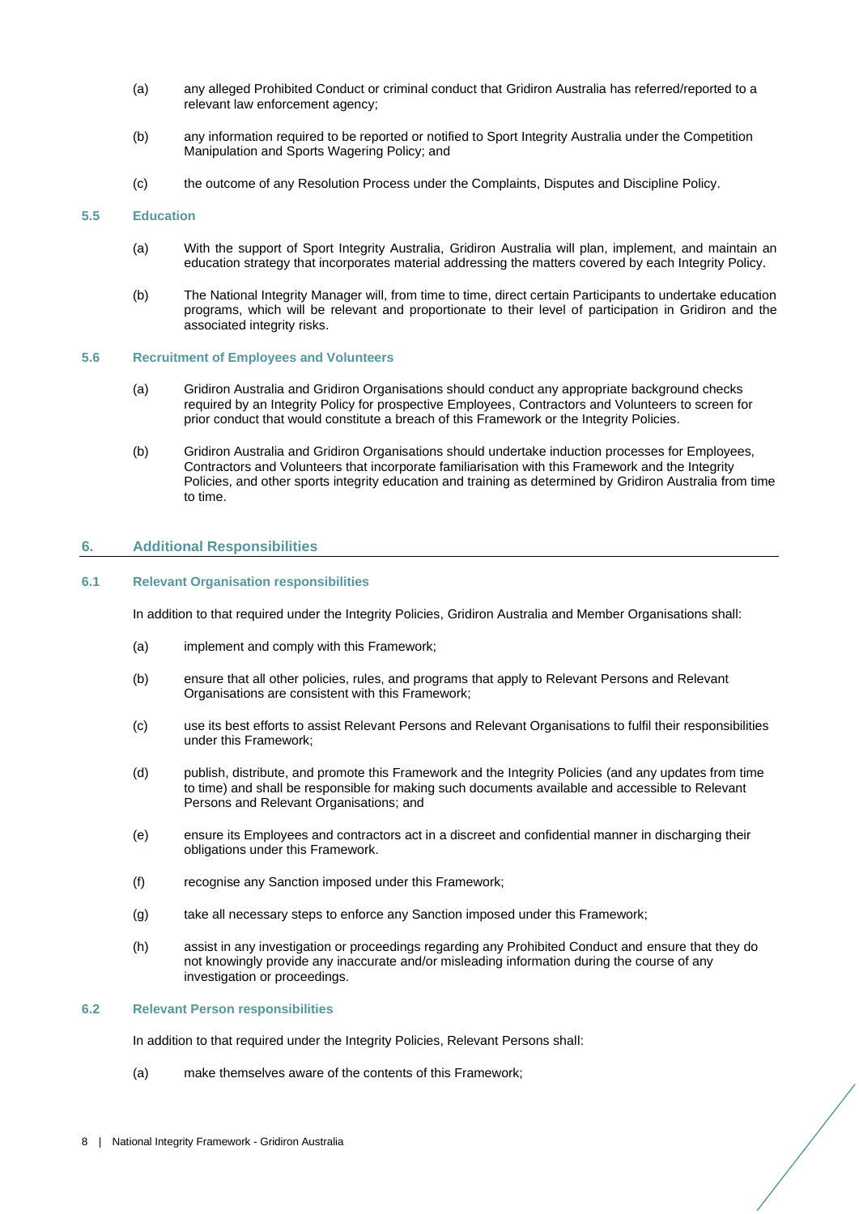(a) any alleged Prohibited Conduct or criminal conduct that Gridiron Australia has referred/reported to a relevant law enforcement agency;

(b) any information required to be reported or notified to Sport Integrity Australia under the Competition Manipulation and Sports Wagering Policy; and

(c) the outcome of any Resolution Process under the Complaints, Disputes and Discipline Policy.

### 5.5 Education

(a) With the support of Sport Integrity Australia, Gridiron Australia will plan, implement, and maintain an education strategy that incorporates material addressing the matters covered by each Integrity Policy.

(b) The National Integrity Manager will, from time to time, direct certain Participants to undertake education programs, which will be relevant and proportionate to their level of participation in Gridiron and the associated integrity risks.

### 5.6 Recruitment of Employees and Volunteers

(a) Gridiron Australia and Gridiron Organisations should conduct any appropriate background checks required by an Integrity Policy for prospective Employees, Contractors and Volunteers to screen for prior conduct that would constitute a breach of this Framework or the Integrity Policies.

(b) Gridiron Australia and Gridiron Organisations should undertake induction processes for Employees, Contractors and Volunteers that incorporate familiarisation with this Framework and the Integrity Policies, and other sports integrity education and training as determined by Gridiron Australia from time to time.

## 6. Additional Responsibilities

### 6.1 Relevant Organisation responsibilities

In addition to that required under the Integrity Policies, Gridiron Australia and Member Organisations shall:

(a) implement and comply with this Framework;

(b) ensure that all other policies, rules, and programs that apply to Relevant Persons and Relevant Organisations are consistent with this Framework;

(c) use its best efforts to assist Relevant Persons and Relevant Organisations to fulfil their responsibilities under this Framework;

(d) publish, distribute, and promote this Framework and the Integrity Policies (and any updates from time to time) and shall be responsible for making such documents available and accessible to Relevant Persons and Relevant Organisations; and

(e) ensure its Employees and contractors act in a discreet and confidential manner in discharging their obligations under this Framework.

(f) recognise any Sanction imposed under this Framework;

(g) take all necessary steps to enforce any Sanction imposed under this Framework;

(h) assist in any investigation or proceedings regarding any Prohibited Conduct and ensure that they do not knowingly provide any inaccurate and/or misleading information during the course of any investigation or proceedings.

### 6.2 Relevant Person responsibilities

In addition to that required under the Integrity Policies, Relevant Persons shall:

(a) make themselves aware of the contents of this Framework;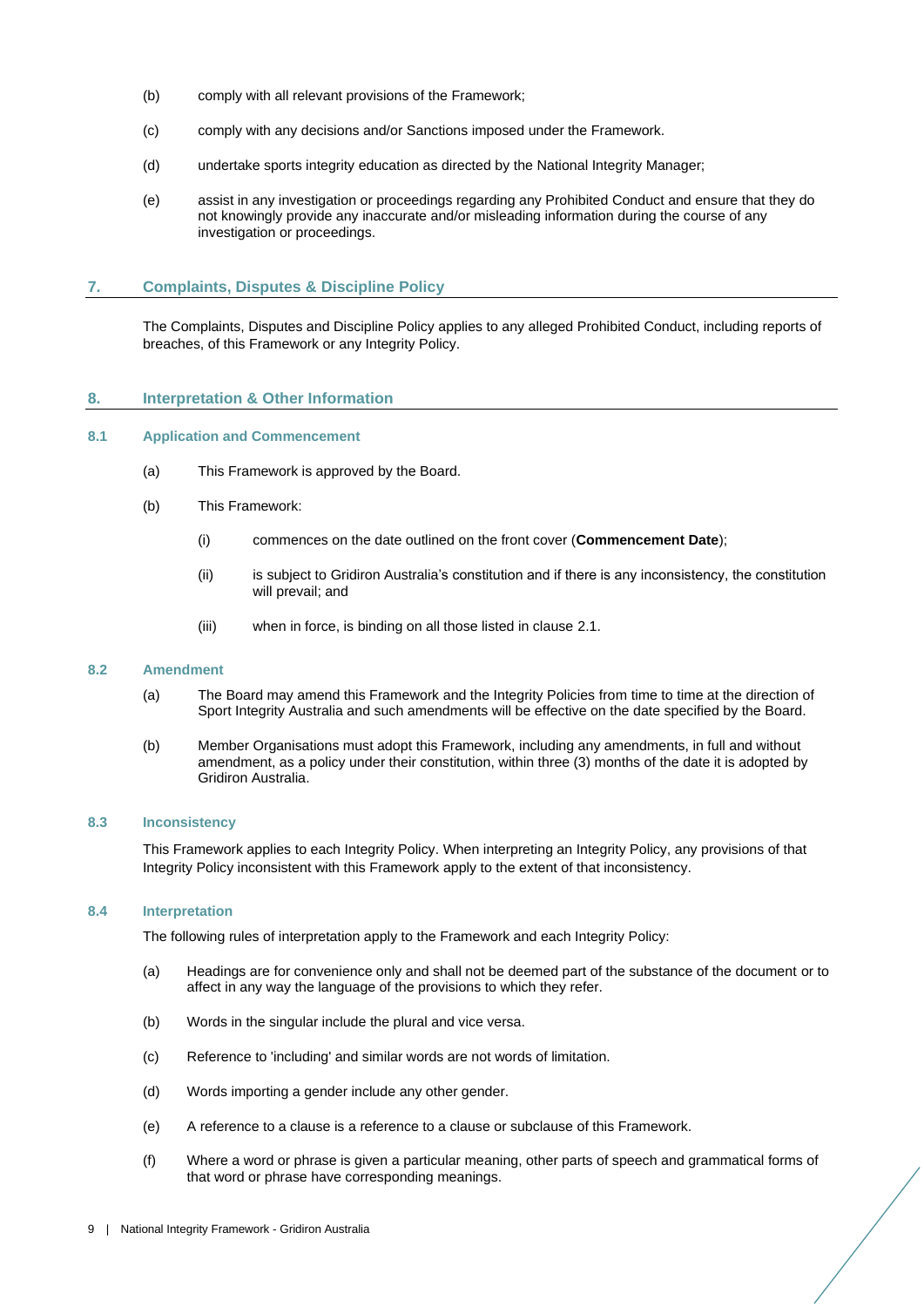(b) comply with all relevant provisions of the Framework;

(c) comply with any decisions and/or Sanctions imposed under the Framework.

(d) undertake sports integrity education as directed by the National Integrity Manager;

(e) assist in any investigation or proceedings regarding any Prohibited Conduct and ensure that they do not knowingly provide any inaccurate and/or misleading information during the course of any investigation or proceedings.

## 7. Complaints, Disputes & Discipline Policy

The Complaints, Disputes and Discipline Policy applies to any alleged Prohibited Conduct, including reports of breaches, of this Framework or any Integrity Policy.

## 8. Interpretation & Other Information

### 8.1 Application and Commencement

(a) This Framework is approved by the Board.

(b) This Framework:

  (i) commences on the date outlined on the front cover (**Commencement Date**);

  (ii) is subject to Gridiron Australia's constitution and if there is any inconsistency, the constitution will prevail; and

  (iii) when in force, is binding on all those listed in clause 2.1.

### 8.2 Amendment

(a) The Board may amend this Framework and the Integrity Policies from time to time at the direction of Sport Integrity Australia and such amendments will be effective on the date specified by the Board.

(b) Member Organisations must adopt this Framework, including any amendments, in full and without amendment, as a policy under their constitution, within three (3) months of the date it is adopted by Gridiron Australia.

### 8.3 Inconsistency

This Framework applies to each Integrity Policy. When interpreting an Integrity Policy, any provisions of that Integrity Policy inconsistent with this Framework apply to the extent of that inconsistency.

### 8.4 Interpretation

The following rules of interpretation apply to the Framework and each Integrity Policy:

(a) Headings are for convenience only and shall not be deemed part of the substance of the document or to affect in any way the language of the provisions to which they refer.

(b) Words in the singular include the plural and vice versa.

(c) Reference to 'including' and similar words are not words of limitation.

(d) Words importing a gender include any other gender.

(e) A reference to a clause is a reference to a clause or subclause of this Framework.

(f) Where a word or phrase is given a particular meaning, other parts of speech and grammatical forms of that word or phrase have corresponding meanings.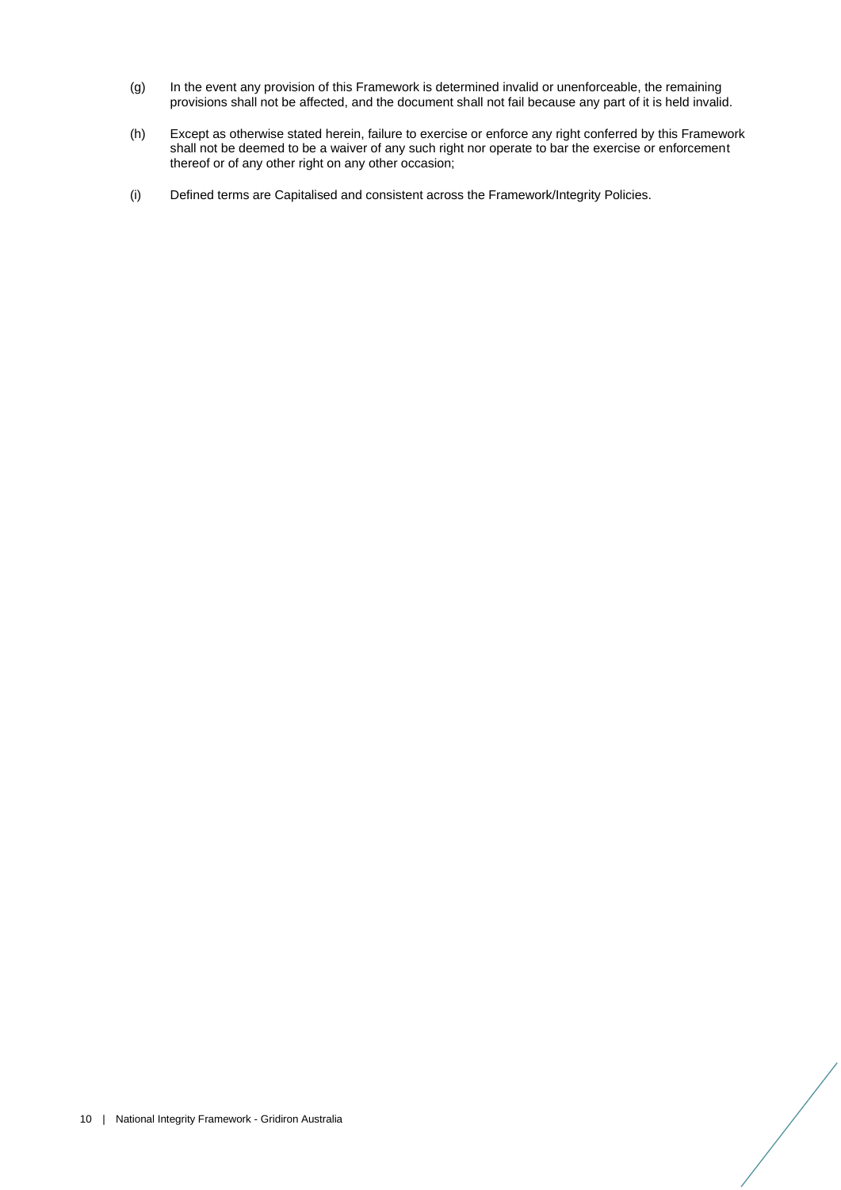(g) In the event any provision of this Framework is determined invalid or unenforceable, the remaining provisions shall not be affected, and the document shall not fail because any part of it is held invalid.

(h) Except as otherwise stated herein, failure to exercise or enforce any right conferred by this Framework shall not be deemed to be a waiver of any such right nor operate to bar the exercise or enforcement thereof or of any other right on any other occasion;

(i) Defined terms are Capitalised and consistent across the Framework/Integrity Policies.